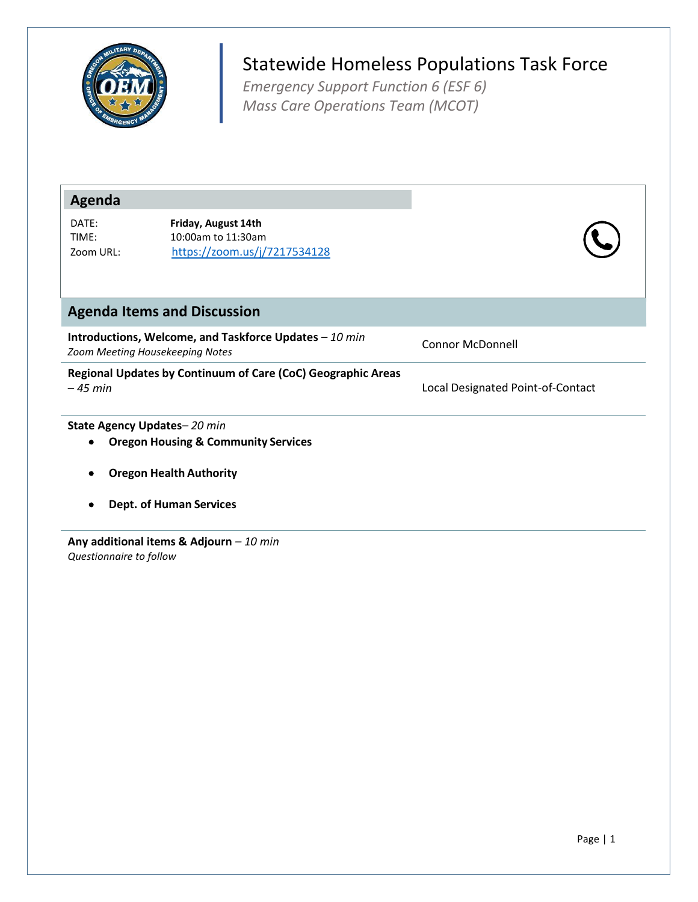# Statewide Homeless Populations Task Force

*Emergency Support Function 6 (ESF 6)*
*Mass Care Operations Team (MCOT)*

## Agenda

| | |
|---|---|
| DATE: | **Friday, August 14th** |
| TIME: | 10:00am to 11:30am |
| Zoom URL: | https://zoom.us/j/7217534128 |

## Agenda Items and Discussion

| | |
|---|---|
| **Introductions, Welcome, and Taskforce Updates** – *10 min*<br>*Zoom Meeting Housekeeping Notes* | Connor McDonnell |
| **Regional Updates by Continuum of Care (CoC) Geographic Areas** – *45 min* | Local Designated Point-of-Contact |

**State Agency Updates**– *20 min*

- **Oregon Housing & Community Services**
- **Oregon Health Authority**
- **Dept. of Human Services**

**Any additional items & Adjourn** – *10 min*
*Questionnaire to follow*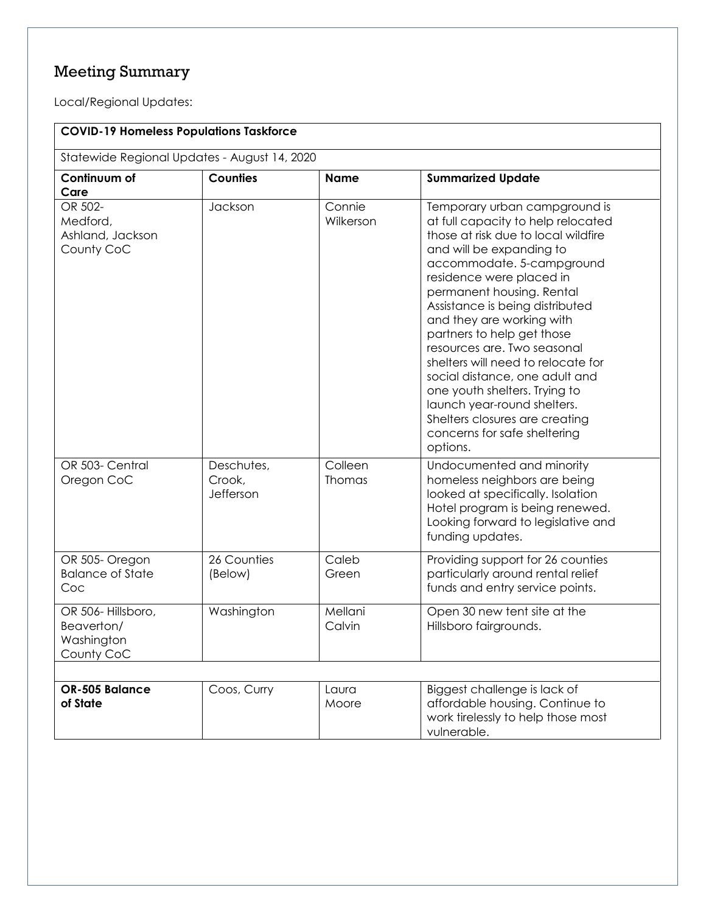## Meeting Summary

Local/Regional Updates:

| **COVID-19 Homeless Populations Taskforce** | | | |
|---|---|---|---|
| Statewide Regional Updates - August 14, 2020 | | | |
| **Continuum of Care** | **Counties** | **Name** | **Summarized Update** |
| OR 502- Medford, Ashland, Jackson County CoC | Jackson | Connie Wilkerson | Temporary urban campground is at full capacity to help relocated those at risk due to local wildfire and will be expanding to accommodate. 5-campground residence were placed in permanent housing. Rental Assistance is being distributed and they are working with partners to help get those resources are. Two seasonal shelters will need to relocate for social distance, one adult and one youth shelters. Trying to launch year-round shelters. Shelters closures are creating concerns for safe sheltering options. |
| OR 503- Central Oregon CoC | Deschutes, Crook, Jefferson | Colleen Thomas | Undocumented and minority homeless neighbors are being looked at specifically. Isolation Hotel program is being renewed. Looking forward to legislative and funding updates. |
| OR 505- Oregon Balance of State Coc | 26 Counties (Below) | Caleb Green | Providing support for 26 counties particularly around rental relief funds and entry service points. |
| OR 506- Hillsboro, Beaverton/ Washington County CoC | Washington | Mellani Calvin | Open 30 new tent site at the Hillsboro fairgrounds. |
| | | | |
| **OR-505 Balance of State** | Coos, Curry | Laura Moore | Biggest challenge is lack of affordable housing. Continue to work tirelessly to help those most vulnerable. |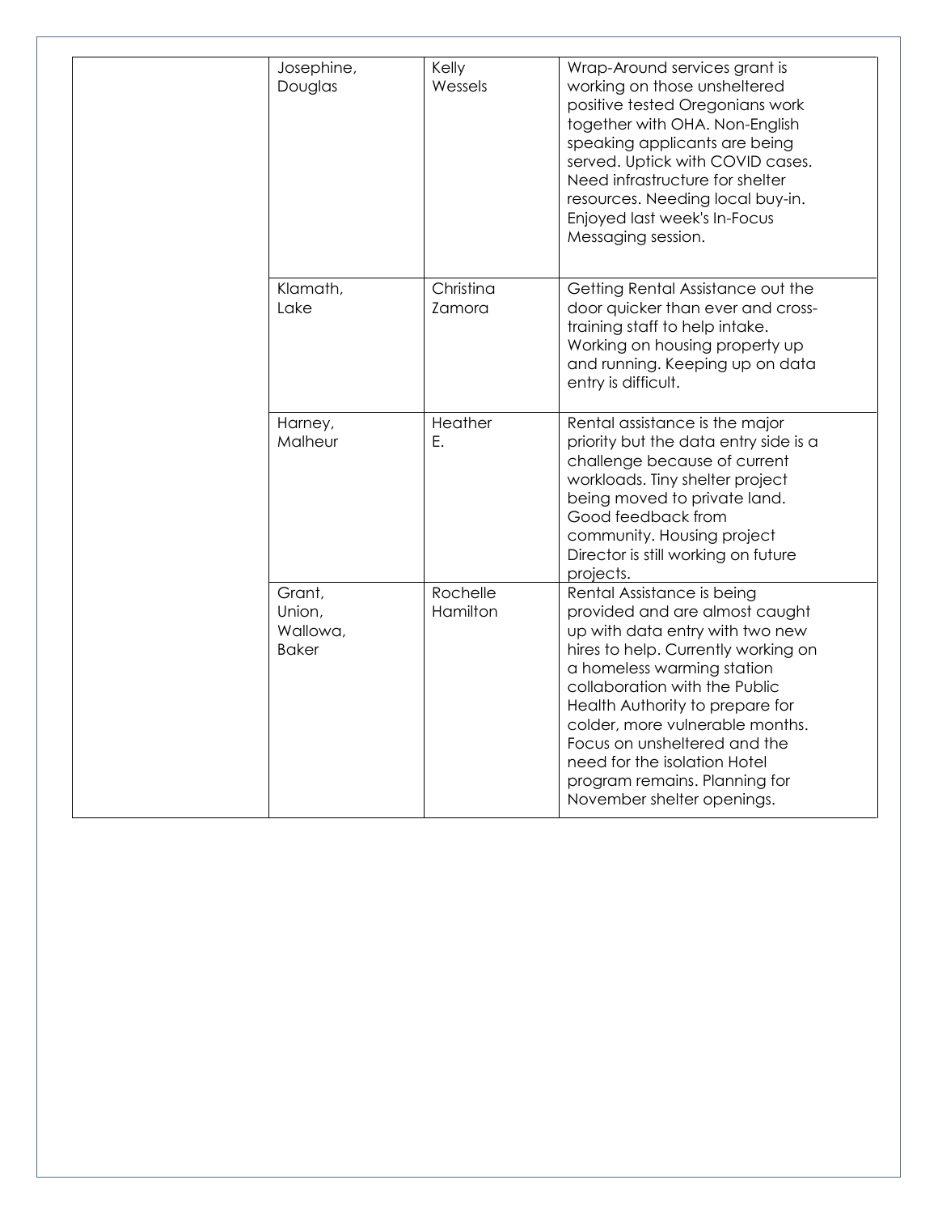| | | | |
|---|---|---|---|
| | Josephine, Douglas | Kelly Wessels | Wrap-Around services grant is working on those unsheltered positive tested Oregonians work together with OHA. Non-English speaking applicants are being served. Uptick with COVID cases. Need infrastructure for shelter resources. Needing local buy-in. Enjoyed last week's In-Focus Messaging session. |
| | Klamath, Lake | Christina Zamora | Getting Rental Assistance out the door quicker than ever and cross-training staff to help intake. Working on housing property up and running. Keeping up on data entry is difficult. |
| | Harney, Malheur | Heather E. | Rental assistance is the major priority but the data entry side is a challenge because of current workloads. Tiny shelter project being moved to private land. Good feedback from community. Housing project Director is still working on future projects. |
| | Grant, Union, Wallowa, Baker | Rochelle Hamilton | Rental Assistance is being provided and are almost caught up with data entry with two new hires to help. Currently working on a homeless warming station collaboration with the Public Health Authority to prepare for colder, more vulnerable months. Focus on unsheltered and the need for the isolation Hotel program remains. Planning for November shelter openings. |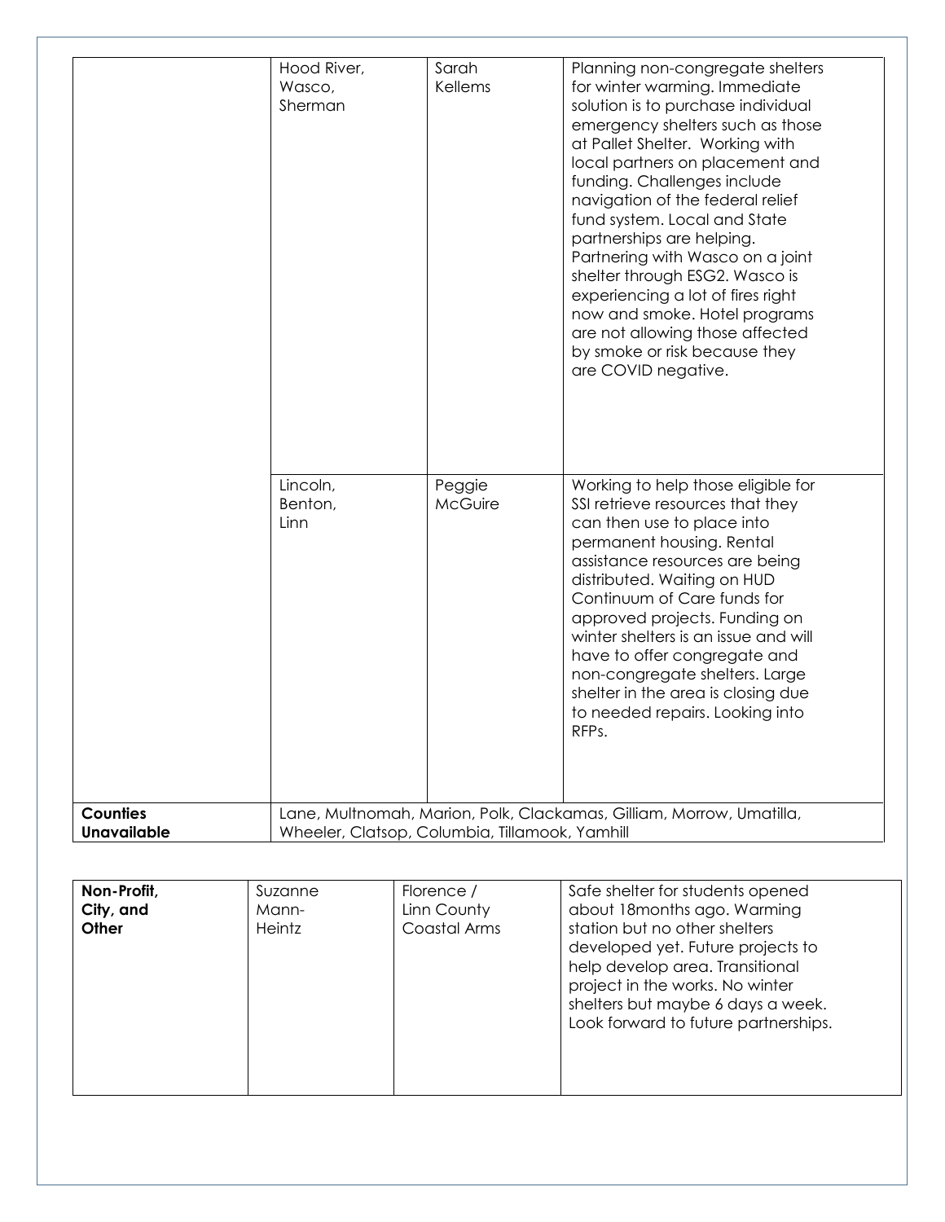| | | | |
|---|---|---|---|
| | Hood River, Wasco, Sherman | Sarah Kellems | Planning non-congregate shelters for winter warming. Immediate solution is to purchase individual emergency shelters such as those at Pallet Shelter. Working with local partners on placement and funding. Challenges include navigation of the federal relief fund system. Local and State partnerships are helping. Partnering with Wasco on a joint shelter through ESG2. Wasco is experiencing a lot of fires right now and smoke. Hotel programs are not allowing those affected by smoke or risk because they are COVID negative. |
| | Lincoln, Benton, Linn | Peggie McGuire | Working to help those eligible for SSI retrieve resources that they can then use to place into permanent housing. Rental assistance resources are being distributed. Waiting on HUD Continuum of Care funds for approved projects. Funding on winter shelters is an issue and will have to offer congregate and non-congregate shelters. Large shelter in the area is closing due to needed repairs. Looking into RFPs. |
| **Counties Unavailable** | Lane, Multnomah, Marion, Polk, Clackamas, Gilliam, Morrow, Umatilla, Wheeler, Clatsop, Columbia, Tillamook, Yamhill | | |

| **Non-Profit, City, and Other** | Suzanne Mann-Heintz | Florence / Linn County Coastal Arms | Safe shelter for students opened about 18months ago. Warming station but no other shelters developed yet. Future projects to help develop area. Transitional project in the works. No winter shelters but maybe 6 days a week. Look forward to future partnerships. |
|---|---|---|---|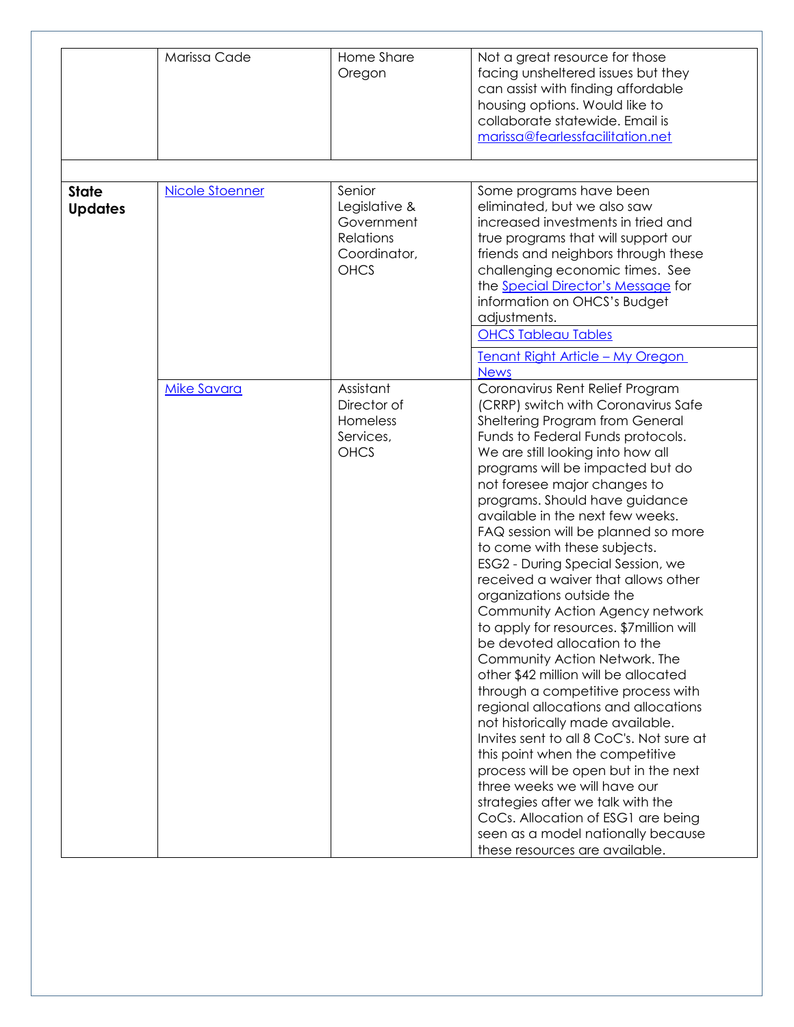| | | | |
|---|---|---|---|
| | Marissa Cade | Home Share Oregon | Not a great resource for those facing unsheltered issues but they can assist with finding affordable housing options. Would like to collaborate statewide. Email is marissa@fearlessfacilitation.net |
| | | | |
| **State Updates** | Nicole Stoenner | Senior Legislative & Government Relations Coordinator, OHCS | Some programs have been eliminated, but we also saw increased investments in tried and true programs that will support our friends and neighbors through these challenging economic times. See the Special Director's Message for information on OHCS's Budget adjustments. |
| | | | OHCS Tableau Tables |
| | | | Tenant Right Article – My Oregon News |
| | Mike Savara | Assistant Director of Homeless Services, OHCS | Coronavirus Rent Relief Program (CRRP) switch with Coronavirus Safe Sheltering Program from General Funds to Federal Funds protocols. We are still looking into how all programs will be impacted but do not foresee major changes to programs. Should have guidance available in the next few weeks. FAQ session will be planned so more to come with these subjects. ESG2 - During Special Session, we received a waiver that allows other organizations outside the Community Action Agency network to apply for resources. $7million will be devoted allocation to the Community Action Network. The other $42 million will be allocated through a competitive process with regional allocations and allocations not historically made available. Invites sent to all 8 CoC's. Not sure at this point when the competitive process will be open but in the next three weeks we will have our strategies after we talk with the CoCs. Allocation of ESG1 are being seen as a model nationally because these resources are available. |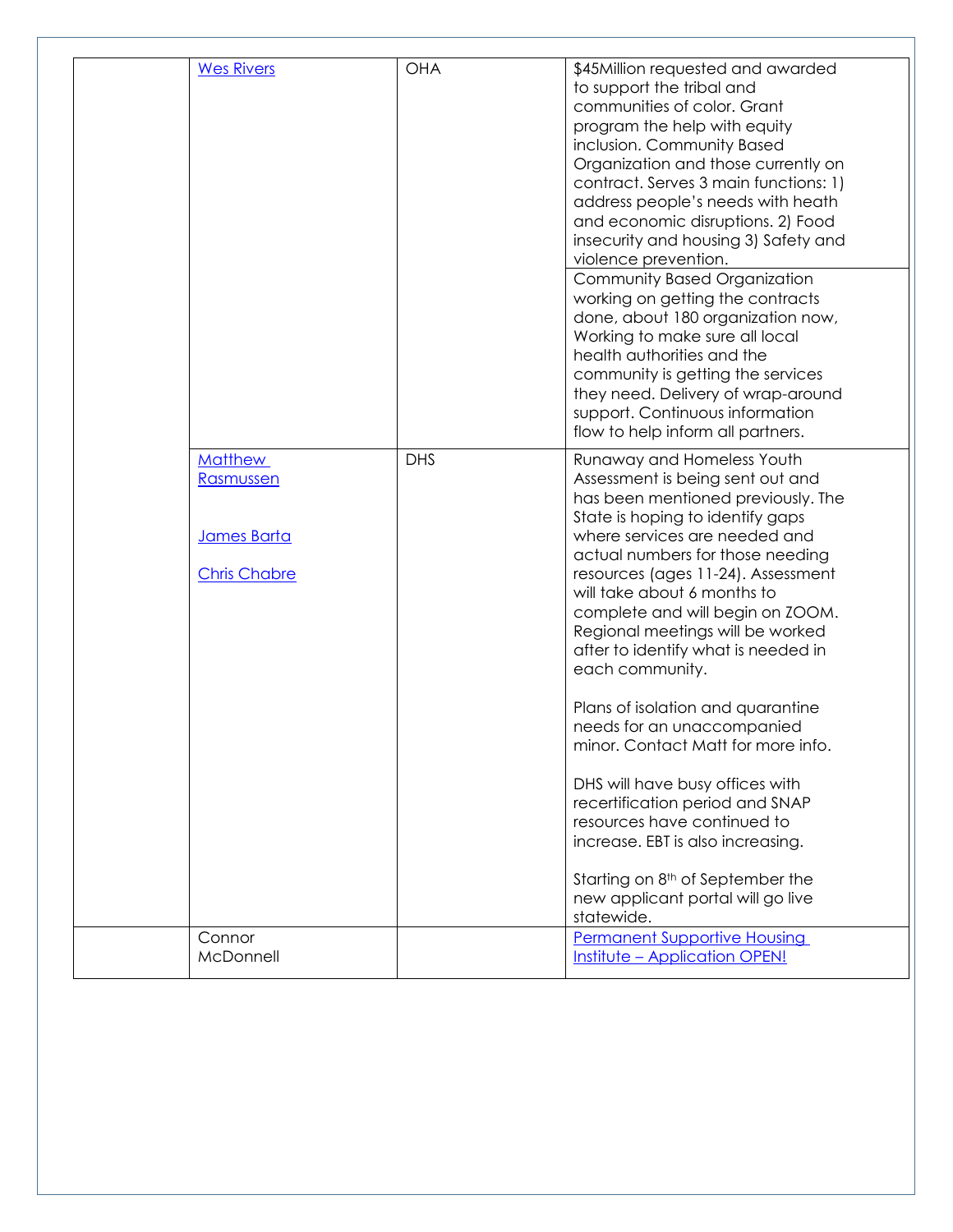| | | | |
|---|---|---|---|
| | Wes Rivers | OHA | $45Million requested and awarded to support the tribal and communities of color. Grant program the help with equity inclusion. Community Based Organization and those currently on contract. Serves 3 main functions: 1) address people's needs with heath and economic disruptions. 2) Food insecurity and housing 3) Safety and violence prevention. |
| | | | Community Based Organization working on getting the contracts done, about 180 organization now, Working to make sure all local health authorities and the community is getting the services they need. Delivery of wrap-around support. Continuous information flow to help inform all partners. |
| | Matthew Rasmussen<br><br>James Barta<br><br>Chris Chabre | DHS | Runaway and Homeless Youth Assessment is being sent out and has been mentioned previously. The State is hoping to identify gaps where services are needed and actual numbers for those needing resources (ages 11-24). Assessment will take about 6 months to complete and will begin on ZOOM. Regional meetings will be worked after to identify what is needed in each community.<br><br>Plans of isolation and quarantine needs for an unaccompanied minor. Contact Matt for more info.<br><br>DHS will have busy offices with recertification period and SNAP resources have continued to increase. EBT is also increasing.<br><br>Starting on 8th of September the new applicant portal will go live statewide. |
| | Connor McDonnell | | Permanent Supportive Housing Institute – Application OPEN! |